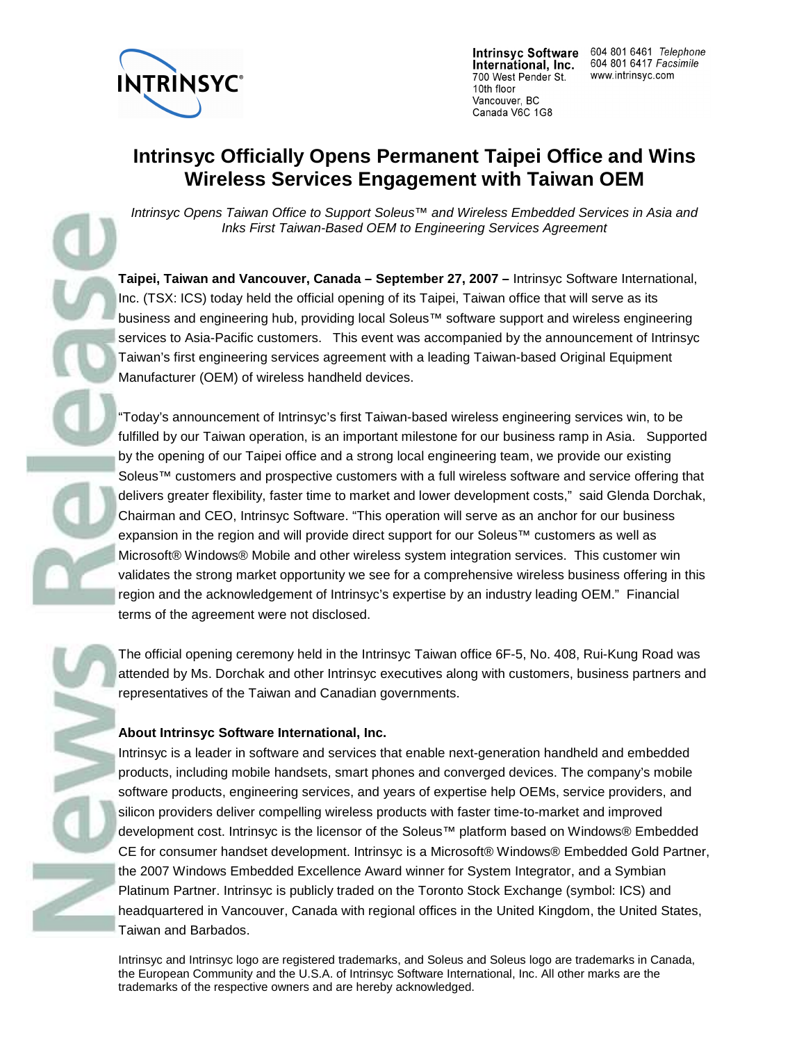**Intrinsyc Software International, Inc.**
700 West Pender St.
10th floor
Vancouver, BC
Canada V6C 1G8

604 801 6461 *Telephone*
604 801 6417 *Facsimile*
www.intrinsyc.com

# Intrinsyc Officially Opens Permanent Taipei Office and Wins Wireless Services Engagement with Taiwan OEM

*Intrinsyc Opens Taiwan Office to Support Soleus™ and Wireless Embedded Services in Asia and Inks First Taiwan-Based OEM to Engineering Services Agreement*

**Taipei, Taiwan and Vancouver, Canada – September 27, 2007 –** Intrinsyc Software International, Inc. (TSX: ICS) today held the official opening of its Taipei, Taiwan office that will serve as its business and engineering hub, providing local Soleus™ software support and wireless engineering services to Asia-Pacific customers. This event was accompanied by the announcement of Intrinsyc Taiwan's first engineering services agreement with a leading Taiwan-based Original Equipment Manufacturer (OEM) of wireless handheld devices.

"Today's announcement of Intrinsyc's first Taiwan-based wireless engineering services win, to be fulfilled by our Taiwan operation, is an important milestone for our business ramp in Asia. Supported by the opening of our Taipei office and a strong local engineering team, we provide our existing Soleus™ customers and prospective customers with a full wireless software and service offering that delivers greater flexibility, faster time to market and lower development costs," said Glenda Dorchak, Chairman and CEO, Intrinsyc Software. "This operation will serve as an anchor for our business expansion in the region and will provide direct support for our Soleus™ customers as well as Microsoft® Windows® Mobile and other wireless system integration services. This customer win validates the strong market opportunity we see for a comprehensive wireless business offering in this region and the acknowledgement of Intrinsyc's expertise by an industry leading OEM." Financial terms of the agreement were not disclosed.

The official opening ceremony held in the Intrinsyc Taiwan office 6F-5, No. 408, Rui-Kung Road was attended by Ms. Dorchak and other Intrinsyc executives along with customers, business partners and representatives of the Taiwan and Canadian governments.

**About Intrinsyc Software International, Inc.**

Intrinsyc is a leader in software and services that enable next-generation handheld and embedded products, including mobile handsets, smart phones and converged devices. The company's mobile software products, engineering services, and years of expertise help OEMs, service providers, and silicon providers deliver compelling wireless products with faster time-to-market and improved development cost. Intrinsyc is the licensor of the Soleus™ platform based on Windows® Embedded CE for consumer handset development. Intrinsyc is a Microsoft® Windows® Embedded Gold Partner, the 2007 Windows Embedded Excellence Award winner for System Integrator, and a Symbian Platinum Partner. Intrinsyc is publicly traded on the Toronto Stock Exchange (symbol: ICS) and headquartered in Vancouver, Canada with regional offices in the United Kingdom, the United States, Taiwan and Barbados.

Intrinsyc and Intrinsyc logo are registered trademarks, and Soleus and Soleus logo are trademarks in Canada, the European Community and the U.S.A. of Intrinsyc Software International, Inc. All other marks are the trademarks of the respective owners and are hereby acknowledged.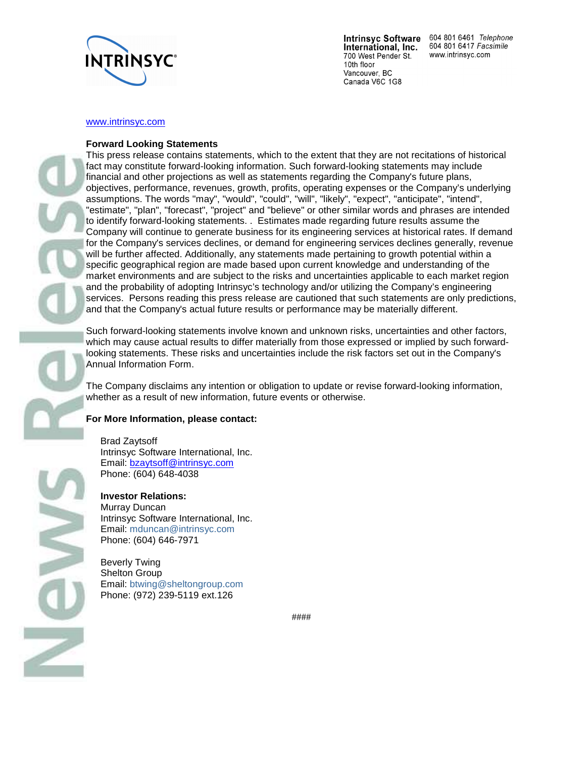www.intrinsyc.com

**Forward Looking Statements**

This press release contains statements, which to the extent that they are not recitations of historical fact may constitute forward-looking information. Such forward-looking statements may include financial and other projections as well as statements regarding the Company's future plans, objectives, performance, revenues, growth, profits, operating expenses or the Company's underlying assumptions. The words "may", "would", "could", "will", "likely", "expect", "anticipate", "intend", "estimate", "plan", "forecast", "project" and "believe" or other similar words and phrases are intended to identify forward-looking statements. .  Estimates made regarding future results assume the Company will continue to generate business for its engineering services at historical rates. If demand for the Company's services declines, or demand for engineering services declines generally, revenue will be further affected. Additionally, any statements made pertaining to growth potential within a specific geographical region are made based upon current knowledge and understanding of the market environments and are subject to the risks and uncertainties applicable to each market region and the probability of adopting Intrinsyc's technology and/or utilizing the Company's engineering services.  Persons reading this press release are cautioned that such statements are only predictions, and that the Company's actual future results or performance may be materially different.

Such forward-looking statements involve known and unknown risks, uncertainties and other factors, which may cause actual results to differ materially from those expressed or implied by such forward-looking statements. These risks and uncertainties include the risk factors set out in the Company's Annual Information Form.

The Company disclaims any intention or obligation to update or revise forward-looking information, whether as a result of new information, future events or otherwise.

**For More Information, please contact:**

Brad Zaytsoff
Intrinsyc Software International, Inc.
Email: bzaytsoff@intrinsyc.com
Phone: (604) 648-4038

**Investor Relations:**
Murray Duncan
Intrinsyc Software International, Inc.
Email: mduncan@intrinsyc.com
Phone: (604) 646-7971

Beverly Twing
Shelton Group
Email: btwing@sheltongroup.com
Phone: (972) 239-5119 ext.126

####